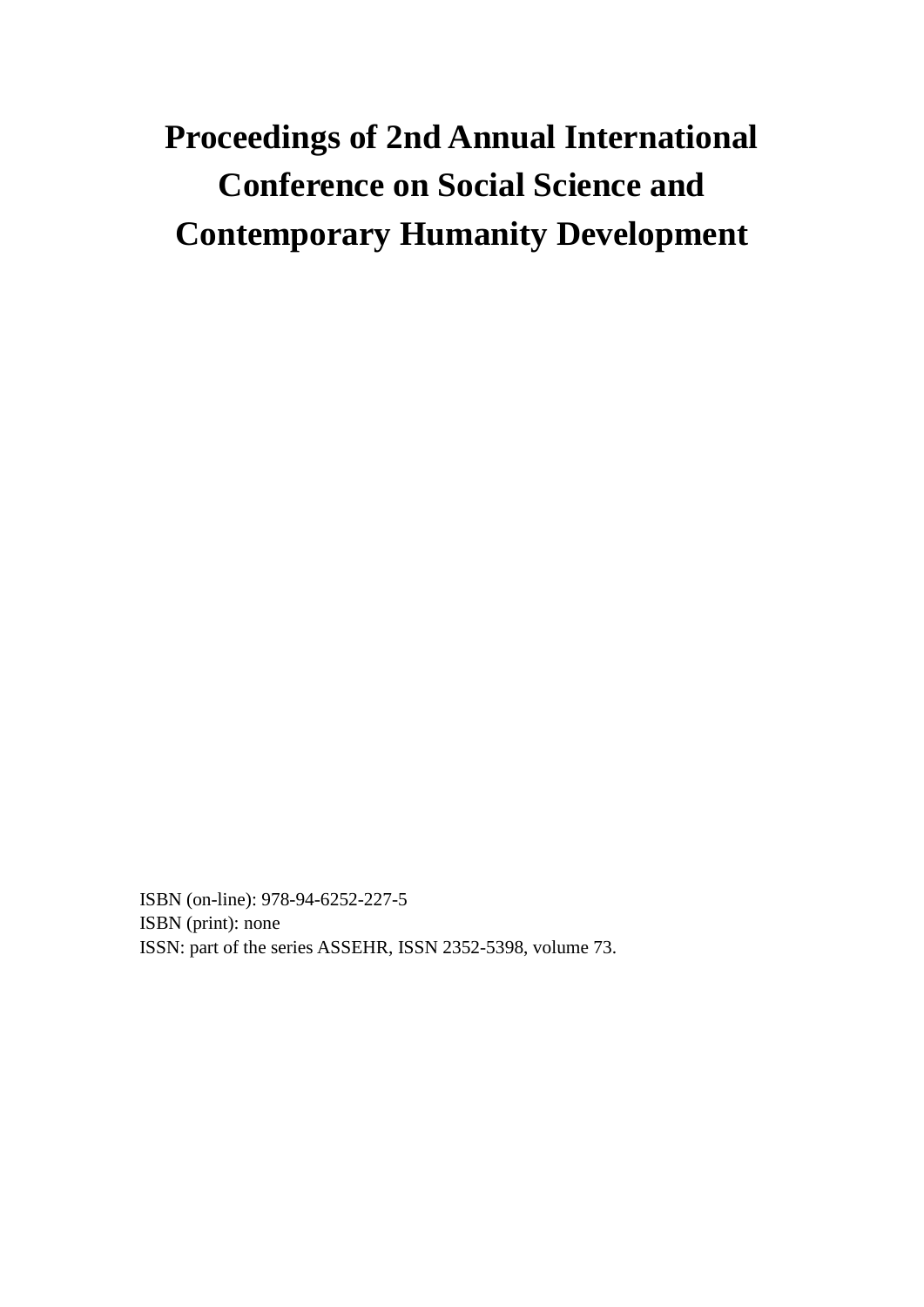# Proceedings of 2nd Annual International Conference on Social Science and Contemporary Humanity Development

ISBN (on-line): 978-94-6252-227-5
ISBN (print): none
ISSN: part of the series ASSEHR, ISSN 2352-5398, volume 73.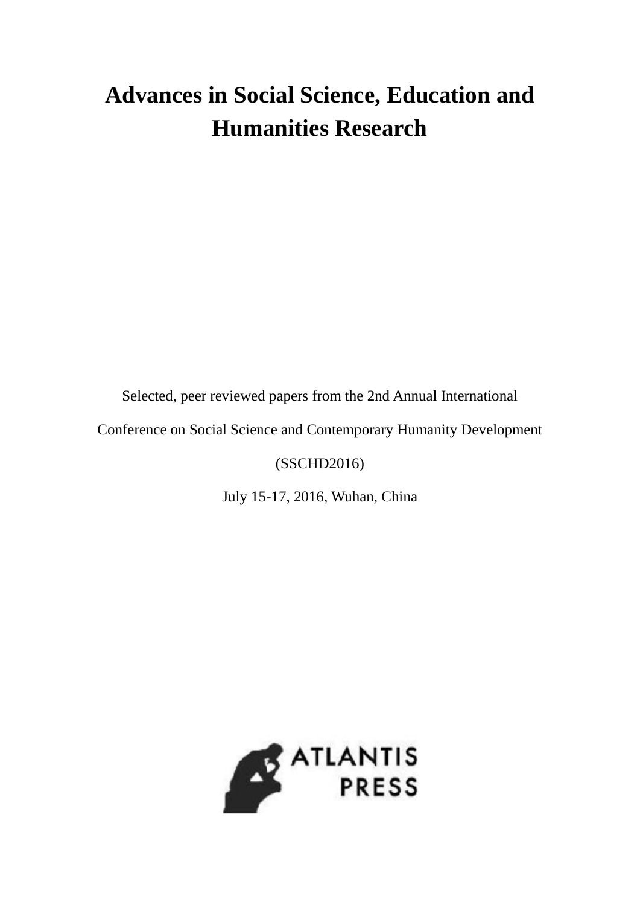# Advances in Social Science, Education and Humanities Research

Selected, peer reviewed papers from the 2nd Annual International

Conference on Social Science and Contemporary Humanity Development

(SSCHD2016)

July 15-17, 2016, Wuhan, China

ATLANTIS PRESS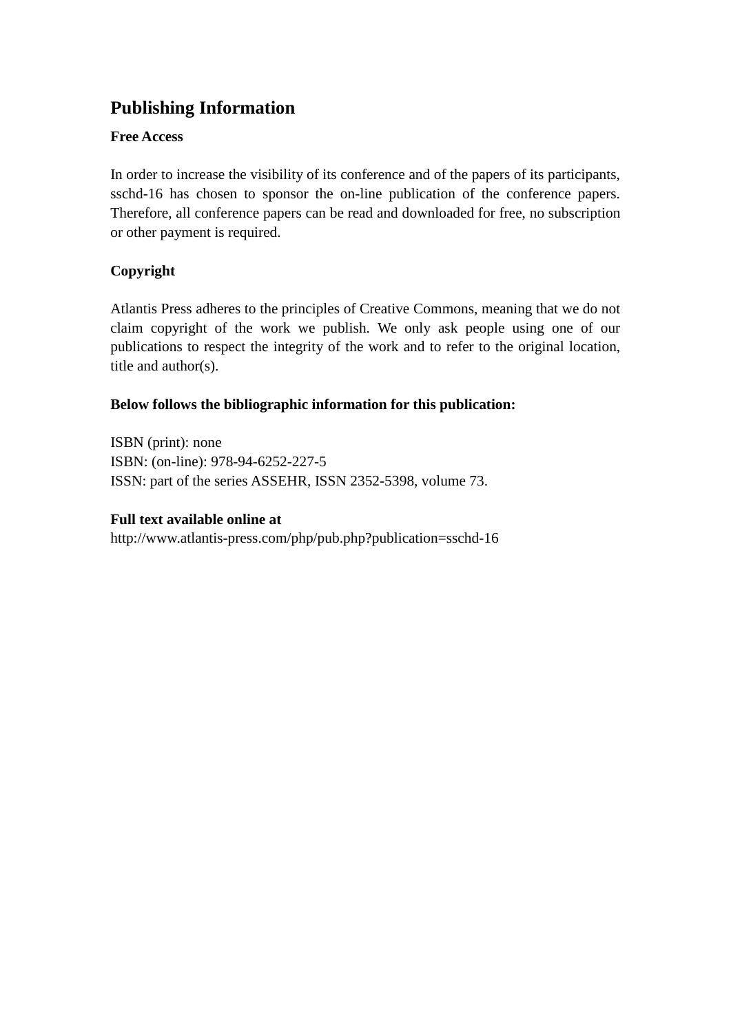# Publishing Information

**Free Access**

In order to increase the visibility of its conference and of the papers of its participants, sschd-16 has chosen to sponsor the on-line publication of the conference papers. Therefore, all conference papers can be read and downloaded for free, no subscription or other payment is required.

**Copyright**

Atlantis Press adheres to the principles of Creative Commons, meaning that we do not claim copyright of the work we publish. We only ask people using one of our publications to respect the integrity of the work and to refer to the original location, title and author(s).

**Below follows the bibliographic information for this publication:**

ISBN (print): none
ISBN: (on-line): 978-94-6252-227-5
ISSN: part of the series ASSEHR, ISSN 2352-5398, volume 73.

**Full text available online at**
http://www.atlantis-press.com/php/pub.php?publication=sschd-16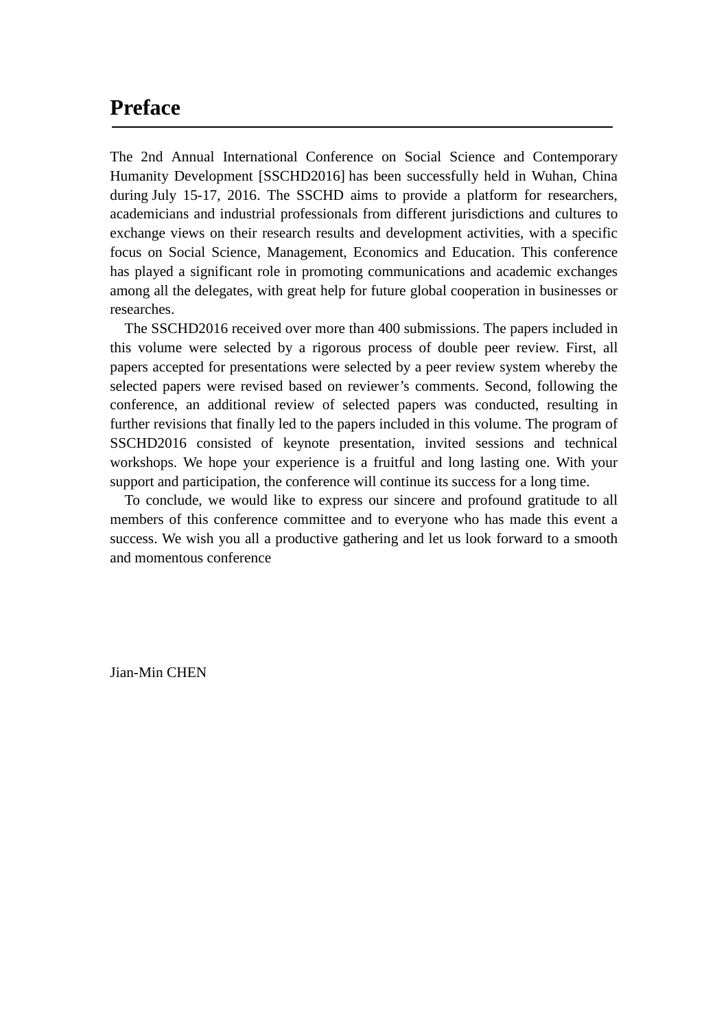# Preface

The 2nd Annual International Conference on Social Science and Contemporary Humanity Development [SSCHD2016] has been successfully held in Wuhan, China during July 15-17, 2016. The SSCHD aims to provide a platform for researchers, academicians and industrial professionals from different jurisdictions and cultures to exchange views on their research results and development activities, with a specific focus on Social Science, Management, Economics and Education. This conference has played a significant role in promoting communications and academic exchanges among all the delegates, with great help for future global cooperation in businesses or researches.

The SSCHD2016 received over more than 400 submissions. The papers included in this volume were selected by a rigorous process of double peer review. First, all papers accepted for presentations were selected by a peer review system whereby the selected papers were revised based on reviewer's comments. Second, following the conference, an additional review of selected papers was conducted, resulting in further revisions that finally led to the papers included in this volume. The program of SSCHD2016 consisted of keynote presentation, invited sessions and technical workshops. We hope your experience is a fruitful and long lasting one. With your support and participation, the conference will continue its success for a long time.

To conclude, we would like to express our sincere and profound gratitude to all members of this conference committee and to everyone who has made this event a success. We wish you all a productive gathering and let us look forward to a smooth and momentous conference

Jian-Min CHEN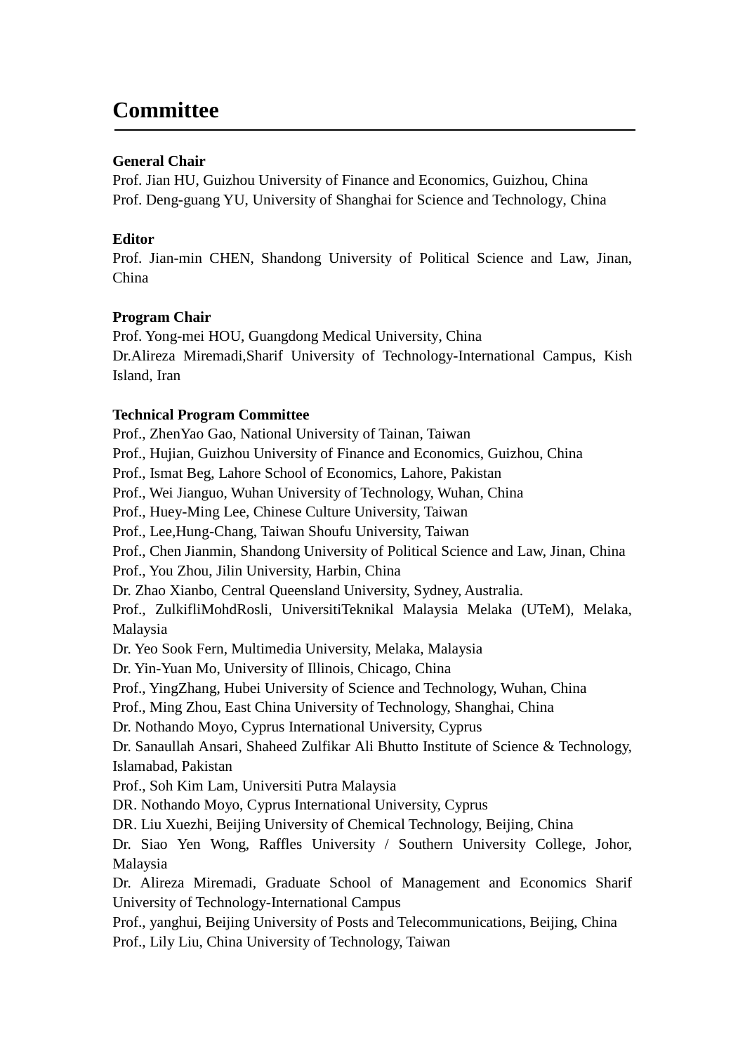# Committee

**General Chair**

Prof. Jian HU, Guizhou University of Finance and Economics, Guizhou, China
Prof. Deng-guang YU, University of Shanghai for Science and Technology, China

**Editor**

Prof. Jian-min CHEN, Shandong University of Political Science and Law, Jinan, China

**Program Chair**

Prof. Yong-mei HOU, Guangdong Medical University, China
Dr.Alireza Miremadi,Sharif University of Technology-International Campus, Kish Island, Iran

**Technical Program Committee**

Prof., ZhenYao Gao, National University of Tainan, Taiwan
Prof., Hujian, Guizhou University of Finance and Economics, Guizhou, China
Prof., Ismat Beg, Lahore School of Economics, Lahore, Pakistan
Prof., Wei Jianguo, Wuhan University of Technology, Wuhan, China
Prof., Huey-Ming Lee, Chinese Culture University, Taiwan
Prof., Lee,Hung-Chang, Taiwan Shoufu University, Taiwan
Prof., Chen Jianmin, Shandong University of Political Science and Law, Jinan, China
Prof., You Zhou, Jilin University, Harbin, China
Dr. Zhao Xianbo, Central Queensland University, Sydney, Australia.
Prof., ZulkifliMohdRosli, UniversitiTeknikal Malaysia Melaka (UTeM), Melaka, Malaysia
Dr. Yeo Sook Fern, Multimedia University, Melaka, Malaysia
Dr. Yin-Yuan Mo, University of Illinois, Chicago, China
Prof., YingZhang, Hubei University of Science and Technology, Wuhan, China
Prof., Ming Zhou, East China University of Technology, Shanghai, China
Dr. Nothando Moyo, Cyprus International University, Cyprus
Dr. Sanaullah Ansari, Shaheed Zulfikar Ali Bhutto Institute of Science & Technology, Islamabad, Pakistan
Prof., Soh Kim Lam, Universiti Putra Malaysia
DR. Nothando Moyo, Cyprus International University, Cyprus
DR. Liu Xuezhi, Beijing University of Chemical Technology, Beijing, China
Dr. Siao Yen Wong, Raffles University / Southern University College, Johor, Malaysia
Dr. Alireza Miremadi, Graduate School of Management and Economics Sharif University of Technology-International Campus
Prof., yanghui, Beijing University of Posts and Telecommunications, Beijing, China
Prof., Lily Liu, China University of Technology, Taiwan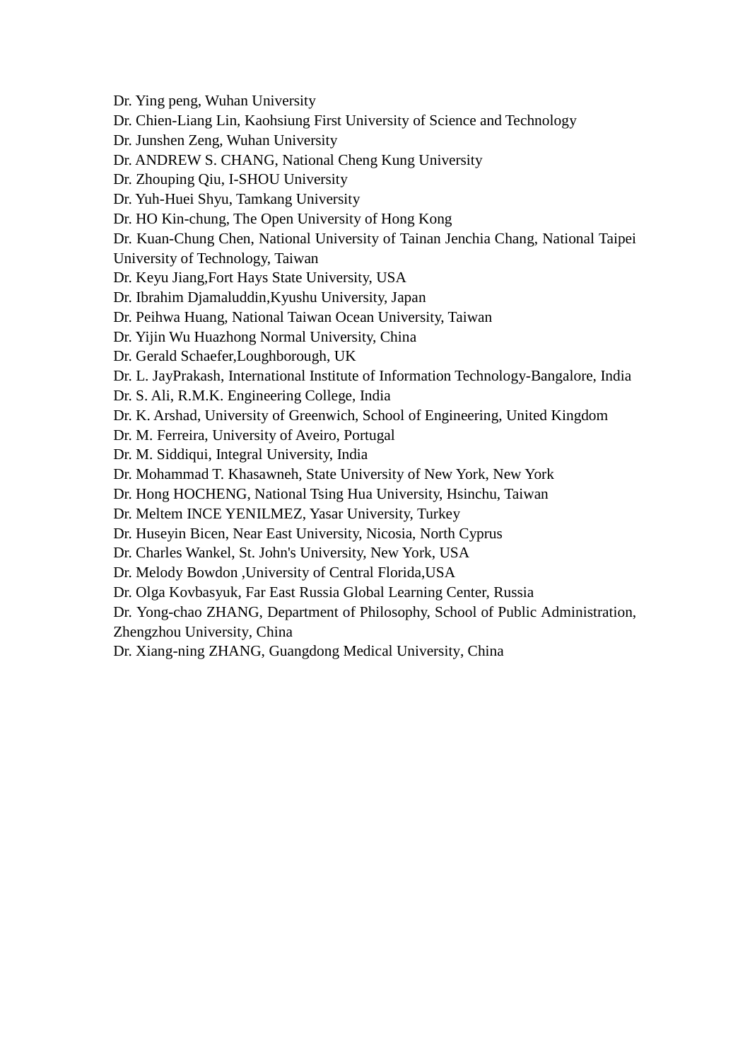Dr. Ying peng, Wuhan University
Dr. Chien-Liang Lin, Kaohsiung First University of Science and Technology
Dr. Junshen Zeng, Wuhan University
Dr. ANDREW S. CHANG, National Cheng Kung University
Dr. Zhouping Qiu, I-SHOU University
Dr. Yuh-Huei Shyu, Tamkang University
Dr. HO Kin-chung, The Open University of Hong Kong
Dr. Kuan-Chung Chen, National University of Tainan Jenchia Chang, National Taipei University of Technology, Taiwan
Dr. Keyu Jiang,Fort Hays State University, USA
Dr. Ibrahim Djamaluddin,Kyushu University, Japan
Dr. Peihwa Huang, National Taiwan Ocean University, Taiwan
Dr. Yijin Wu Huazhong Normal University, China
Dr. Gerald Schaefer,Loughborough, UK
Dr. L. JayPrakash, International Institute of Information Technology-Bangalore, India
Dr. S. Ali, R.M.K. Engineering College, India
Dr. K. Arshad, University of Greenwich, School of Engineering, United Kingdom
Dr. M. Ferreira, University of Aveiro, Portugal
Dr. M. Siddiqui, Integral University, India
Dr. Mohammad T. Khasawneh, State University of New York, New York
Dr. Hong HOCHENG, National Tsing Hua University, Hsinchu, Taiwan
Dr. Meltem INCE YENILMEZ, Yasar University, Turkey
Dr. Huseyin Bicen, Near East University, Nicosia, North Cyprus
Dr. Charles Wankel, St. John's University, New York, USA
Dr. Melody Bowdon ,University of Central Florida,USA
Dr. Olga Kovbasyuk, Far East Russia Global Learning Center, Russia
Dr. Yong-chao ZHANG, Department of Philosophy, School of Public Administration, Zhengzhou University, China
Dr. Xiang-ning ZHANG, Guangdong Medical University, China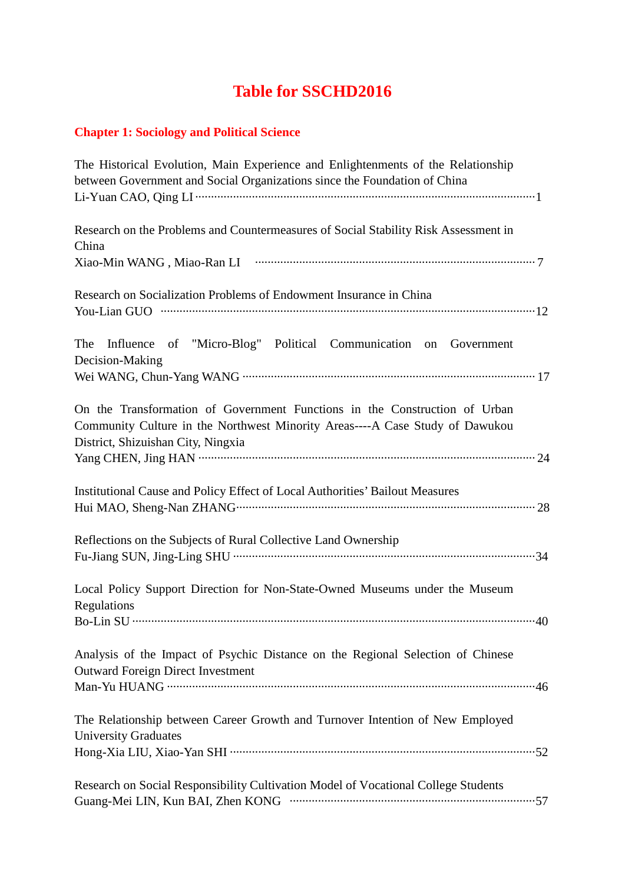# Table for SSCHD2016

## Chapter 1: Sociology and Political Science

The Historical Evolution, Main Experience and Enlightenments of the Relationship between Government and Social Organizations since the Foundation of China
Li-Yuan CAO, Qing LI ··········································································································1

Research on the Problems and Countermeasures of Social Stability Risk Assessment in China
Xiao-Min WANG , Miao-Ran LI ························································································ 7

Research on Socialization Problems of Endowment Insurance in China
You-Lian GUO ····················································································································12

The Influence of "Micro-Blog" Political Communication on Government Decision-Making
Wei WANG, Chun-Yang WANG ··························································································· 17

On the Transformation of Government Functions in the Construction of Urban Community Culture in the Northwest Minority Areas----A Case Study of Dawukou District, Shizuishan City, Ningxia
Yang CHEN, Jing HAN ······································································································· 24

Institutional Cause and Policy Effect of Local Authorities' Bailout Measures
Hui MAO, Sheng-Nan ZHANG··························································································· 28

Reflections on the Subjects of Rural Collective Land Ownership
Fu-Jiang SUN, Jing-Ling SHU ·····························································································34

Local Policy Support Direction for Non-State-Owned Museums under the Museum Regulations
Bo-Lin SU ·····························································································································40

Analysis of the Impact of Psychic Distance on the Regional Selection of Chinese Outward Foreign Direct Investment
Man-Yu HUANG ··················································································································46

The Relationship between Career Growth and Turnover Intention of New Employed University Graduates
Hong-Xia LIU, Xiao-Yan SHI ······························································································52

Research on Social Responsibility Cultivation Model of Vocational College Students
Guang-Mei LIN, Kun BAI, Zhen KONG ············································································57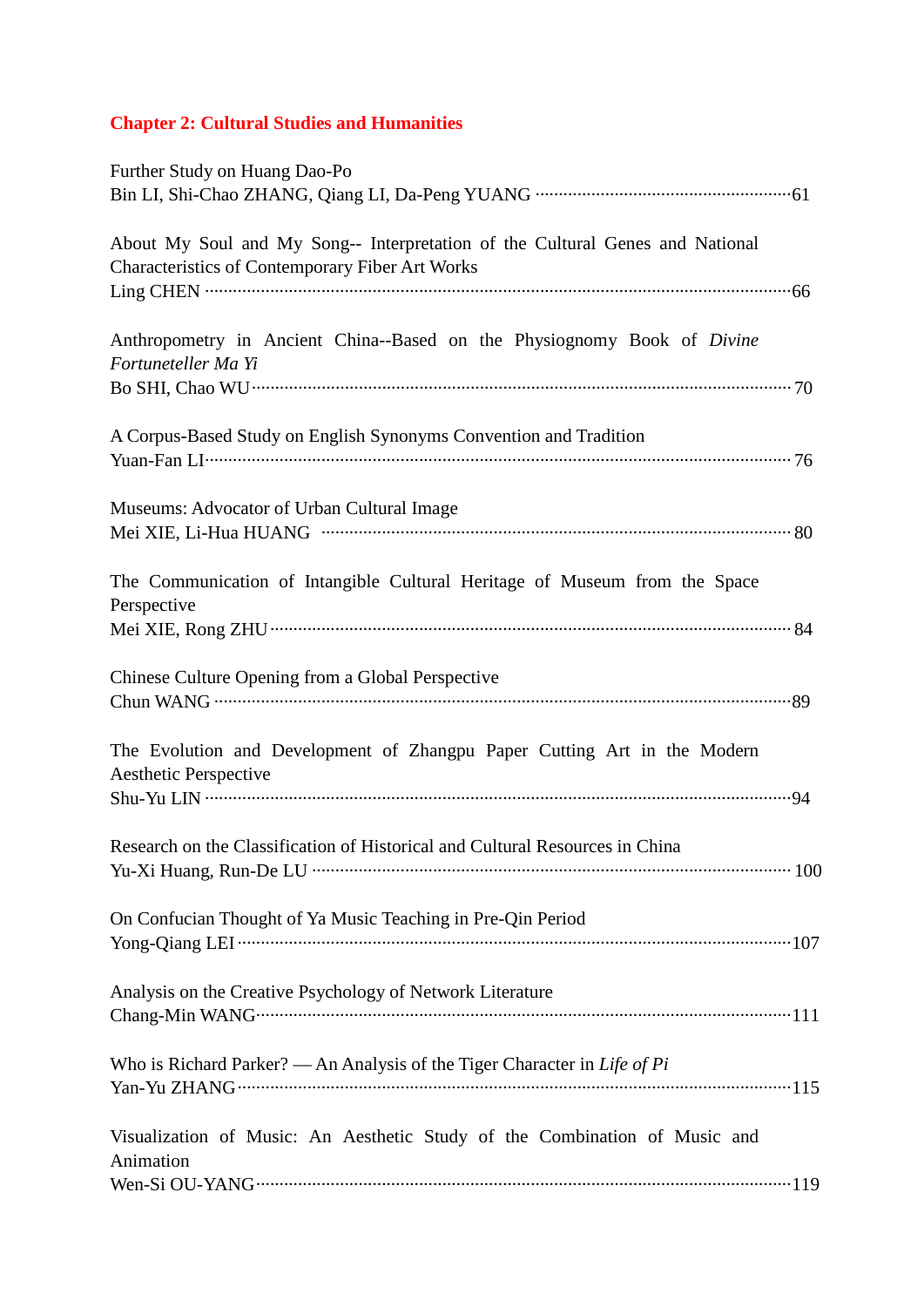## Chapter 2: Cultural Studies and Humanities

Further Study on Huang Dao-Po
Bin LI, Shi-Chao ZHANG, Qiang LI, Da-Peng YUANG ········································································61

About My Soul and My Song-- Interpretation of the Cultural Genes and National Characteristics of Contemporary Fiber Art Works
Ling CHEN ········································································································································66

Anthropometry in Ancient China--Based on the Physiognomy Book of *Divine Fortuneteller Ma Yi*
Bo SHI, Chao WU ································································································································70

A Corpus-Based Study on English Synonyms Convention and Tradition
Yuan-Fan LI ········································································································································76

Museums: Advocator of Urban Cultural Image
Mei XIE, Li-Hua HUANG ························································································································80

The Communication of Intangible Cultural Heritage of Museum from the Space Perspective
Mei XIE, Rong ZHU ······························································································································84

Chinese Culture Opening from a Global Perspective
Chun WANG ········································································································································89

The Evolution and Development of Zhangpu Paper Cutting Art in the Modern Aesthetic Perspective
Shu-Yu LIN ·········································································································································94

Research on the Classification of Historical and Cultural Resources in China
Yu-Xi Huang, Run-De LU ······················································································································100

On Confucian Thought of Ya Music Teaching in Pre-Qin Period
Yong-Qiang LEI ···································································································································107

Analysis on the Creative Psychology of Network Literature
Chang-Min WANG ······························································································································111

Who is Richard Parker? — An Analysis of the Tiger Character in *Life of Pi*
Yan-Yu ZHANG ···································································································································115

Visualization of Music: An Aesthetic Study of the Combination of Music and Animation
Wen-Si OU-YANG ································································································································119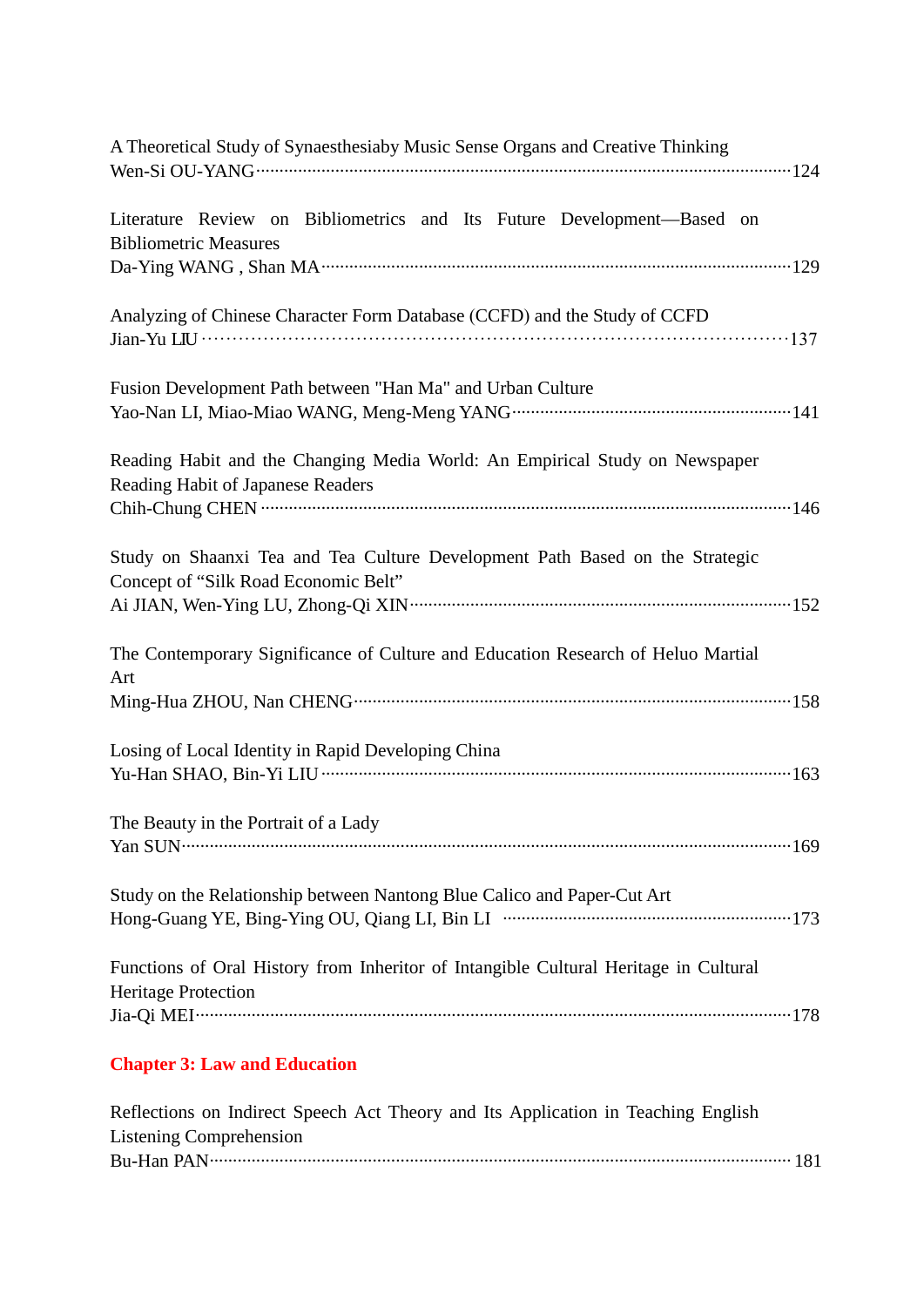A Theoretical Study of Synaesthesiaby Music Sense Organs and Creative Thinking
Wen-Si OU-YANG··································································································124

Literature Review on Bibliometrics and Its Future Development—Based on Bibliometric Measures
Da-Ying WANG , Shan MA··································································································129

Analyzing of Chinese Character Form Database (CCFD) and the Study of CCFD
Jian-Yu LIU ··································································································137

Fusion Development Path between "Han Ma" and Urban Culture
Yao-Nan LI, Miao-Miao WANG, Meng-Meng YANG··························································141

Reading Habit and the Changing Media World: An Empirical Study on Newspaper Reading Habit of Japanese Readers
Chih-Chung CHEN ··································································································146

Study on Shaanxi Tea and Tea Culture Development Path Based on the Strategic Concept of “Silk Road Economic Belt”
Ai JIAN, Wen-Ying LU, Zhong-Qi XIN··································································152

The Contemporary Significance of Culture and Education Research of Heluo Martial Art
Ming-Hua ZHOU, Nan CHENG··································································································158

Losing of Local Identity in Rapid Developing China
Yu-Han SHAO, Bin-Yi LIU ··································································································163

The Beauty in the Portrait of a Lady
Yan SUN··································································································169

Study on the Relationship between Nantong Blue Calico and Paper-Cut Art
Hong-Guang YE, Bing-Ying OU, Qiang LI, Bin LI ·························································173

Functions of Oral History from Inheritor of Intangible Cultural Heritage in Cultural Heritage Protection
Jia-Qi MEI··································································································178

**Chapter 3: Law and Education**

Reflections on Indirect Speech Act Theory and Its Application in Teaching English Listening Comprehension
Bu-Han PAN··································································································181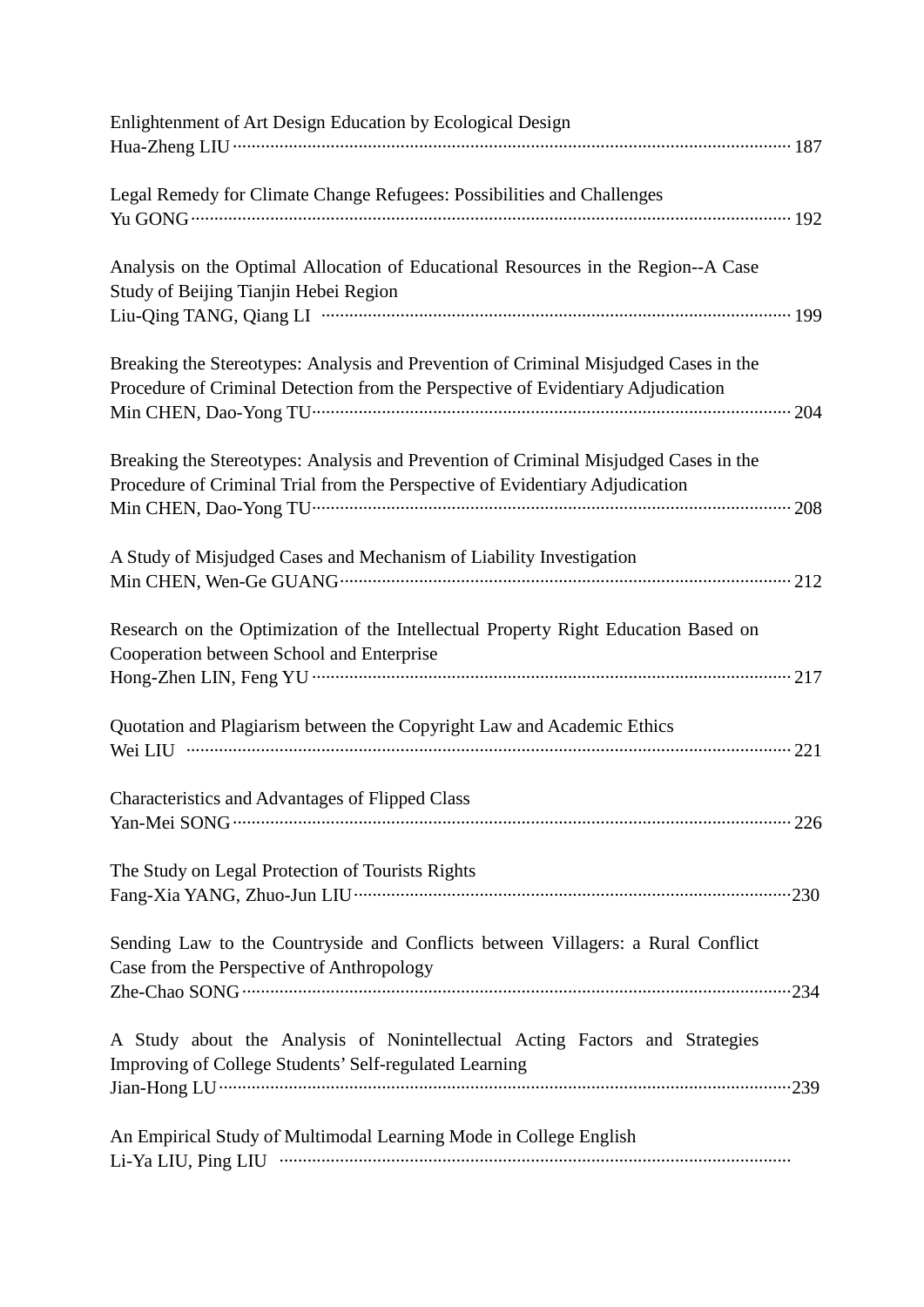Enlightenment of Art Design Education by Ecological Design
Hua-Zheng LIU ······ 187

Legal Remedy for Climate Change Refugees: Possibilities and Challenges
Yu GONG ······ 192

Analysis on the Optimal Allocation of Educational Resources in the Region--A Case Study of Beijing Tianjin Hebei Region
Liu-Qing TANG, Qiang LI ······ 199

Breaking the Stereotypes: Analysis and Prevention of Criminal Misjudged Cases in the Procedure of Criminal Detection from the Perspective of Evidentiary Adjudication
Min CHEN, Dao-Yong TU ······ 204

Breaking the Stereotypes: Analysis and Prevention of Criminal Misjudged Cases in the Procedure of Criminal Trial from the Perspective of Evidentiary Adjudication
Min CHEN, Dao-Yong TU ······ 208

A Study of Misjudged Cases and Mechanism of Liability Investigation
Min CHEN, Wen-Ge GUANG ······ 212

Research on the Optimization of the Intellectual Property Right Education Based on Cooperation between School and Enterprise
Hong-Zhen LIN, Feng YU ······ 217

Quotation and Plagiarism between the Copyright Law and Academic Ethics
Wei LIU ······ 221

Characteristics and Advantages of Flipped Class
Yan-Mei SONG ······ 226

The Study on Legal Protection of Tourists Rights
Fang-Xia YANG, Zhuo-Jun LIU ······ 230

Sending Law to the Countryside and Conflicts between Villagers: a Rural Conflict Case from the Perspective of Anthropology
Zhe-Chao SONG ······ 234

A Study about the Analysis of Nonintellectual Acting Factors and Strategies Improving of College Students' Self-regulated Learning
Jian-Hong LU ······ 239

An Empirical Study of Multimodal Learning Mode in College English
Li-Ya LIU, Ping LIU ······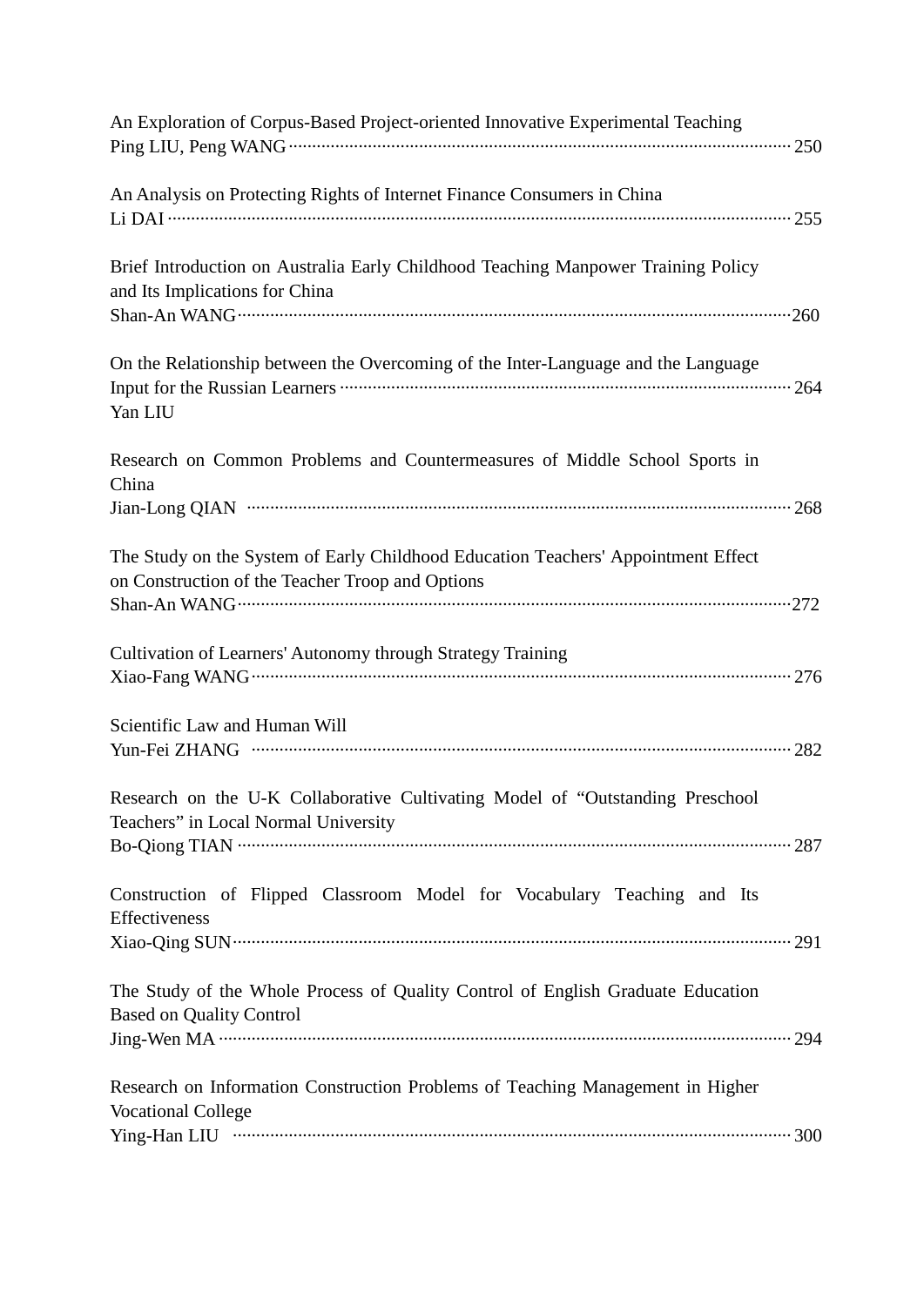An Exploration of Corpus-Based Project-oriented Innovative Experimental Teaching
Ping LIU, Peng WANG ··········································································································· 250

An Analysis on Protecting Rights of Internet Finance Consumers in China
Li DAI ···································································································································· 255

Brief Introduction on Australia Early Childhood Teaching Manpower Training Policy and Its Implications for China
Shan-An WANG ························································································································ 260

On the Relationship between the Overcoming of the Inter-Language and the Language Input for the Russian Learners ··························································································· 264
Yan LIU

Research on Common Problems and Countermeasures of Middle School Sports in China
Jian-Long QIAN ······················································································································ 268

The Study on the System of Early Childhood Education Teachers' Appointment Effect on Construction of the Teacher Troop and Options
Shan-An WANG ························································································································ 272

Cultivation of Learners' Autonomy through Strategy Training
Xiao-Fang WANG ····················································································································· 276

Scientific Law and Human Will
Yun-Fei ZHANG ······················································································································ 282

Research on the U-K Collaborative Cultivating Model of "Outstanding Preschool Teachers" in Local Normal University
Bo-Qiong TIAN ························································································································ 287

Construction of Flipped Classroom Model for Vocabulary Teaching and Its Effectiveness
Xiao-Qing SUN ························································································································ 291

The Study of the Whole Process of Quality Control of English Graduate Education Based on Quality Control
Jing-Wen MA ··························································································································· 294

Research on Information Construction Problems of Teaching Management in Higher Vocational College
Ying-Han LIU ·························································································································· 300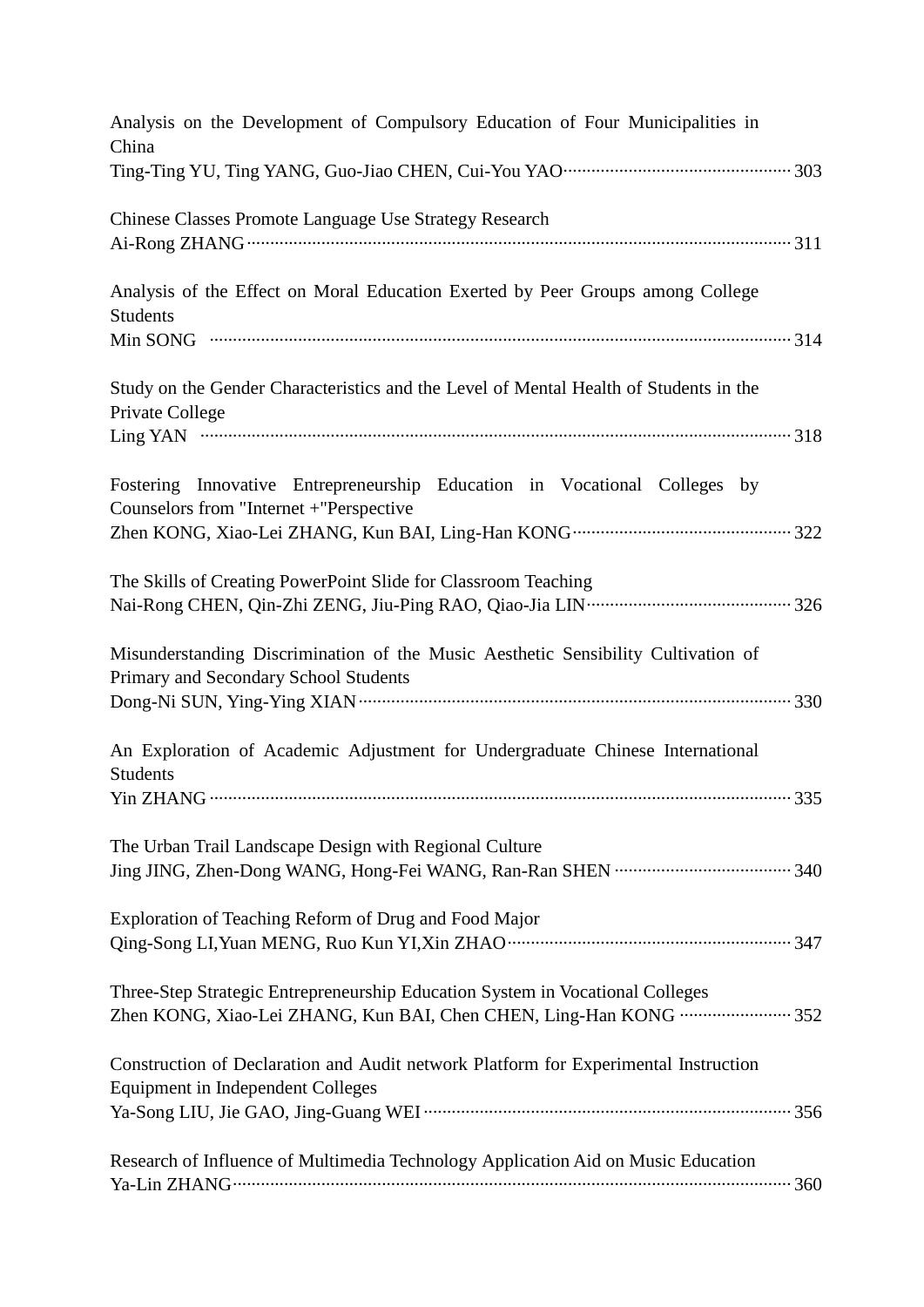Analysis on the Development of Compulsory Education of Four Municipalities in China
Ting-Ting YU, Ting YANG, Guo-Jiao CHEN, Cui-You YAO ........ 303

Chinese Classes Promote Language Use Strategy Research
Ai-Rong ZHANG ........ 311

Analysis of the Effect on Moral Education Exerted by Peer Groups among College Students
Min SONG ........ 314

Study on the Gender Characteristics and the Level of Mental Health of Students in the Private College
Ling YAN ........ 318

Fostering Innovative Entrepreneurship Education in Vocational Colleges by Counselors from "Internet +"Perspective
Zhen KONG, Xiao-Lei ZHANG, Kun BAI, Ling-Han KONG ........ 322

The Skills of Creating PowerPoint Slide for Classroom Teaching
Nai-Rong CHEN, Qin-Zhi ZENG, Jiu-Ping RAO, Qiao-Jia LIN ........ 326

Misunderstanding Discrimination of the Music Aesthetic Sensibility Cultivation of Primary and Secondary School Students
Dong-Ni SUN, Ying-Ying XIAN ........ 330

An Exploration of Academic Adjustment for Undergraduate Chinese International Students
Yin ZHANG ........ 335

The Urban Trail Landscape Design with Regional Culture
Jing JING, Zhen-Dong WANG, Hong-Fei WANG, Ran-Ran SHEN ........ 340

Exploration of Teaching Reform of Drug and Food Major
Qing-Song LI,Yuan MENG, Ruo Kun YI,Xin ZHAO ........ 347

Three-Step Strategic Entrepreneurship Education System in Vocational Colleges
Zhen KONG, Xiao-Lei ZHANG, Kun BAI, Chen CHEN, Ling-Han KONG ........ 352

Construction of Declaration and Audit network Platform for Experimental Instruction Equipment in Independent Colleges
Ya-Song LIU, Jie GAO, Jing-Guang WEI ........ 356

Research of Influence of Multimedia Technology Application Aid on Music Education
Ya-Lin ZHANG ........ 360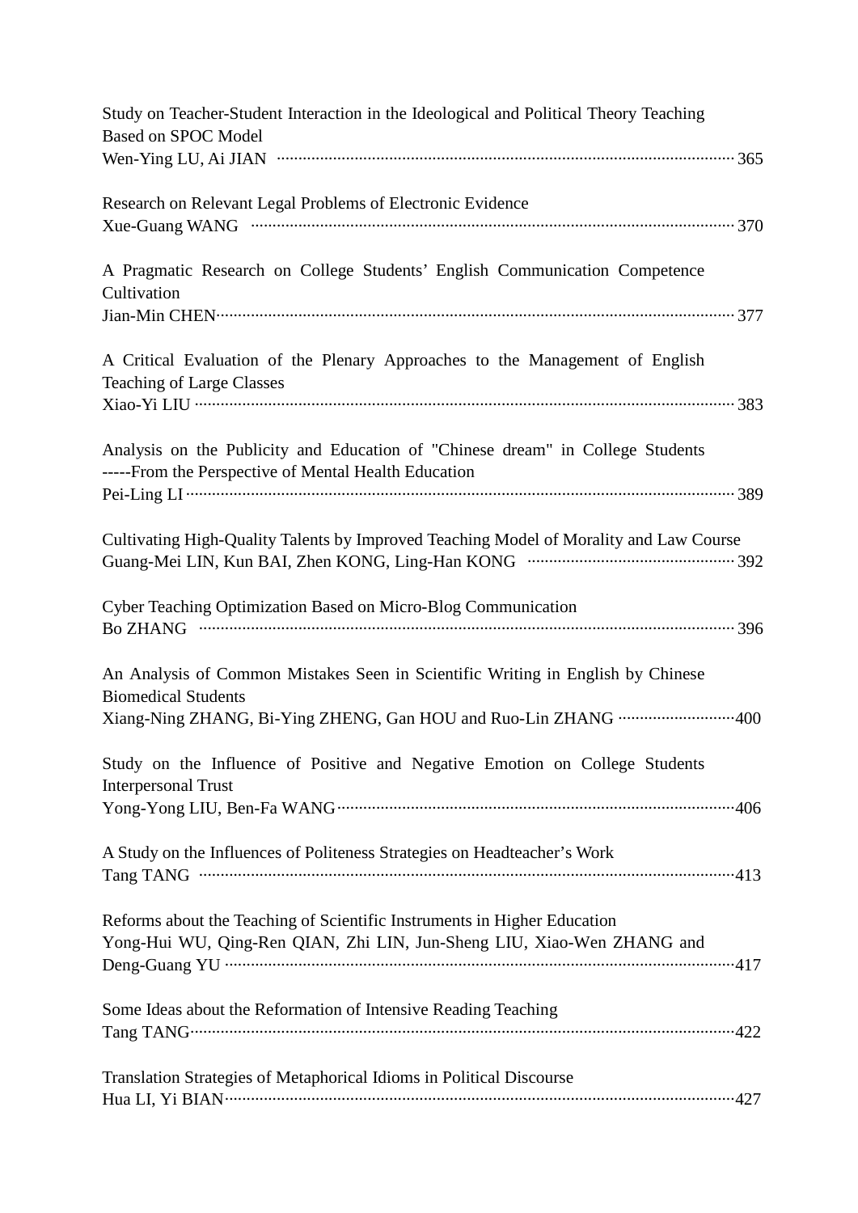Study on Teacher-Student Interaction in the Ideological and Political Theory Teaching Based on SPOC Model
Wen-Ying LU, Ai JIAN ........................................................................................................ 365

Research on Relevant Legal Problems of Electronic Evidence
Xue-Guang WANG ........................................................................................................ 370

A Pragmatic Research on College Students' English Communication Competence Cultivation
Jian-Min CHEN........................................................................................................ 377

A Critical Evaluation of the Plenary Approaches to the Management of English Teaching of Large Classes
Xiao-Yi LIU ........................................................................................................ 383

Analysis on the Publicity and Education of "Chinese dream" in College Students -----From the Perspective of Mental Health Education
Pei-Ling LI ........................................................................................................ 389

Cultivating High-Quality Talents by Improved Teaching Model of Morality and Law Course
Guang-Mei LIN, Kun BAI, Zhen KONG, Ling-Han KONG ........................................................................................................ 392

Cyber Teaching Optimization Based on Micro-Blog Communication
Bo ZHANG ........................................................................................................ 396

An Analysis of Common Mistakes Seen in Scientific Writing in English by Chinese Biomedical Students
Xiang-Ning ZHANG, Bi-Ying ZHENG, Gan HOU and Ruo-Lin ZHANG ..........................400

Study on the Influence of Positive and Negative Emotion on College Students Interpersonal Trust
Yong-Yong LIU, Ben-Fa WANG........................................................................................................406

A Study on the Influences of Politeness Strategies on Headteacher's Work
Tang TANG ........................................................................................................413

Reforms about the Teaching of Scientific Instruments in Higher Education
Yong-Hui WU, Qing-Ren QIAN, Zhi LIN, Jun-Sheng LIU, Xiao-Wen ZHANG and Deng-Guang YU ........................................................................................................417

Some Ideas about the Reformation of Intensive Reading Teaching
Tang TANG........................................................................................................422

Translation Strategies of Metaphorical Idioms in Political Discourse
Hua LI, Yi BIAN........................................................................................................427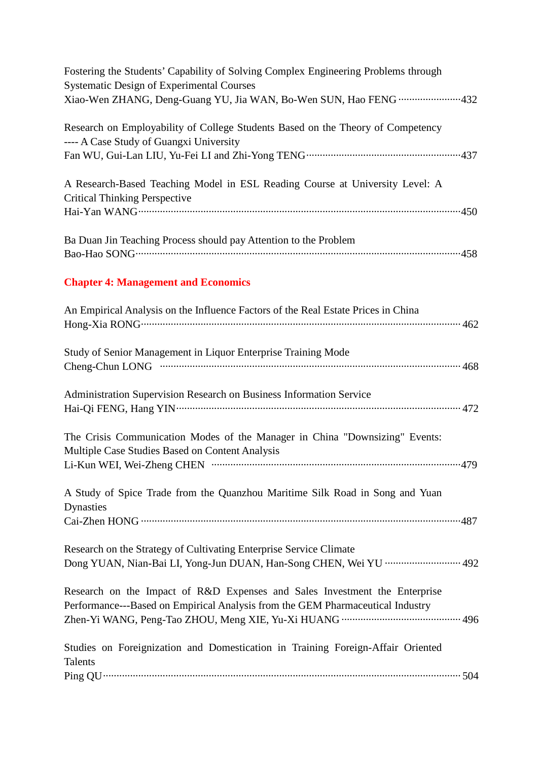Fostering the Students' Capability of Solving Complex Engineering Problems through Systematic Design of Experimental Courses
Xiao-Wen ZHANG, Deng-Guang YU, Jia WAN, Bo-Wen SUN, Hao FENG ······················432

Research on Employability of College Students Based on the Theory of Competency ---- A Case Study of Guangxi University
Fan WU, Gui-Lan LIU, Yu-Fei LI and Zhi-Yong TENG·······················································437

A Research-Based Teaching Model in ESL Reading Course at University Level: A Critical Thinking Perspective
Hai-Yan WANG·······················································································································450

Ba Duan Jin Teaching Process should pay Attention to the Problem
Bao-Hao SONG······················································································································458

## Chapter 4: Management and Economics

An Empirical Analysis on the Influence Factors of the Real Estate Prices in China
Hong-Xia RONG···················································································································· 462

Study of Senior Management in Liquor Enterprise Training Mode
Cheng-Chun LONG ··········································································································· 468

Administration Supervision Research on Business Information Service
Hai-Qi FENG, Hang YIN······································································································ 472

The Crisis Communication Modes of the Manager in China "Downsizing" Events: Multiple Case Studies Based on Content Analysis
Li-Kun WEI, Wei-Zheng CHEN ··························································································479

A Study of Spice Trade from the Quanzhou Maritime Silk Road in Song and Yuan Dynasties
Cai-Zhen HONG ···················································································································487

Research on the Strategy of Cultivating Enterprise Service Climate
Dong YUAN, Nian-Bai LI, Yong-Jun DUAN, Han-Song CHEN, Wei YU ·························· 492

Research on the Impact of R&D Expenses and Sales Investment the Enterprise Performance---Based on Empirical Analysis from the GEM Pharmaceutical Industry
Zhen-Yi WANG, Peng-Tao ZHOU, Meng XIE, Yu-Xi HUANG ·········································· 496

Studies on Foreignization and Domestication in Training Foreign-Affair Oriented Talents
Ping QU································································································································ 504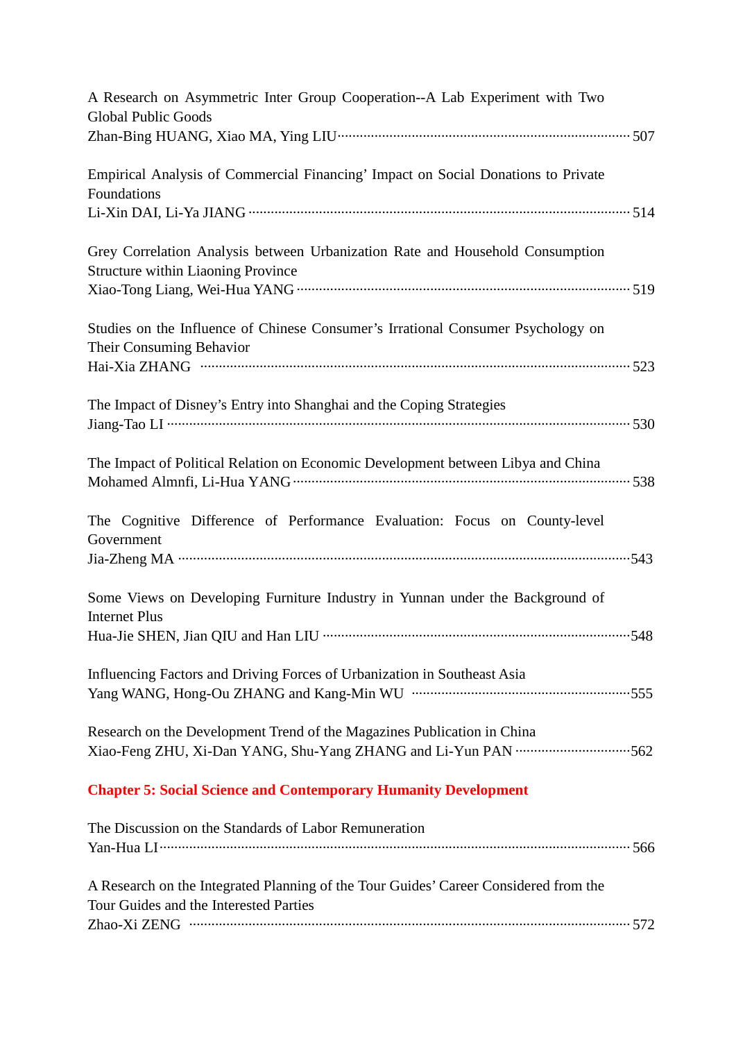A Research on Asymmetric Inter Group Cooperation--A Lab Experiment with Two Global Public Goods
Zhan-Bing HUANG, Xiao MA, Ying LIU ........................................................................ 507

Empirical Analysis of Commercial Financing' Impact on Social Donations to Private Foundations
Li-Xin DAI, Li-Ya JIANG ........................................................................ 514

Grey Correlation Analysis between Urbanization Rate and Household Consumption Structure within Liaoning Province
Xiao-Tong Liang, Wei-Hua YANG ........................................................................ 519

Studies on the Influence of Chinese Consumer's Irrational Consumer Psychology on Their Consuming Behavior
Hai-Xia ZHANG ........................................................................ 523

The Impact of Disney's Entry into Shanghai and the Coping Strategies
Jiang-Tao LI ........................................................................ 530

The Impact of Political Relation on Economic Development between Libya and China
Mohamed Almnfi, Li-Hua YANG ........................................................................ 538

The Cognitive Difference of Performance Evaluation: Focus on County-level Government
Jia-Zheng MA ........................................................................ 543

Some Views on Developing Furniture Industry in Yunnan under the Background of Internet Plus
Hua-Jie SHEN, Jian QIU and Han LIU ........................................................................ 548

Influencing Factors and Driving Forces of Urbanization in Southeast Asia
Yang WANG, Hong-Ou ZHANG and Kang-Min WU ........................................................................ 555

Research on the Development Trend of the Magazines Publication in China
Xiao-Feng ZHU, Xi-Dan YANG, Shu-Yang ZHANG and Li-Yun PAN ........................................ 562

## Chapter 5: Social Science and Contemporary Humanity Development

The Discussion on the Standards of Labor Remuneration
Yan-Hua LI ........................................................................ 566

A Research on the Integrated Planning of the Tour Guides' Career Considered from the Tour Guides and the Interested Parties
Zhao-Xi ZENG ........................................................................ 572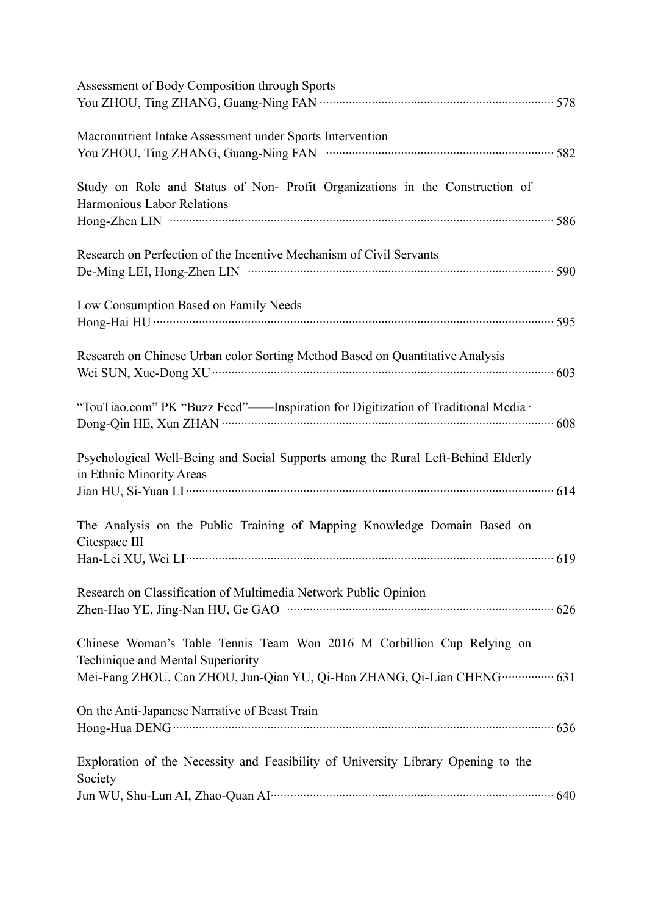Assessment of Body Composition through Sports
You ZHOU, Ting ZHANG, Guang-Ning FAN ........................................................................ 578

Macronutrient Intake Assessment under Sports Intervention
You ZHOU, Ting ZHANG, Guang-Ning FAN ........................................................................ 582

Study on Role and Status of Non- Profit Organizations in the Construction of Harmonious Labor Relations
Hong-Zhen LIN ........................................................................................................................ 586

Research on Perfection of the Incentive Mechanism of Civil Servants
De-Ming LEI, Hong-Zhen LIN ................................................................................................ 590

Low Consumption Based on Family Needs
Hong-Hai HU ........................................................................................................................... 595

Research on Chinese Urban color Sorting Method Based on Quantitative Analysis
Wei SUN, Xue-Dong XU .......................................................................................................... 603

"TouTiao.com" PK "Buzz Feed"——Inspiration for Digitization of Traditional Media ·
Dong-Qin HE, Xun ZHAN ....................................................................................................... 608

Psychological Well-Being and Social Supports among the Rural Left-Behind Elderly in Ethnic Minority Areas
Jian HU, Si-Yuan LI ................................................................................................................. 614

The Analysis on the Public Training of Mapping Knowledge Domain Based on Citespace III
Han-Lei XU, Wei LI .................................................................................................................. 619

Research on Classification of Multimedia Network Public Opinion
Zhen-Hao YE, Jing-Nan HU, Ge GAO .................................................................................... 626

Chinese Woman's Table Tennis Team Won 2016 M Corbillion Cup Relying on Techinique and Mental Superiority
Mei-Fang ZHOU, Can ZHOU, Jun-Qian YU, Qi-Han ZHANG, Qi-Lian CHENG ................ 631

On the Anti-Japanese Narrative of Beast Train
Hong-Hua DENG ..................................................................................................................... 636

Exploration of the Necessity and Feasibility of University Library Opening to the Society
Jun WU, Shu-Lun AI, Zhao-Quan AI ........................................................................................ 640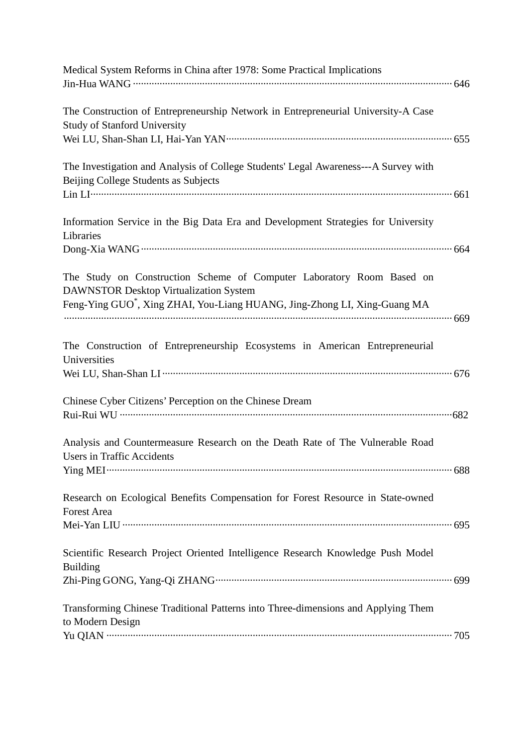Medical System Reforms in China after 1978: Some Practical Implications
Jin-Hua WANG ························································································ 646

The Construction of Entrepreneurship Network in Entrepreneurial University-A Case Study of Stanford University
Wei LU, Shan-Shan LI, Hai-Yan YAN···················································· 655

The Investigation and Analysis of College Students' Legal Awareness---A Survey with Beijing College Students as Subjects
Lin LI·································································································· 661

Information Service in the Big Data Era and Development Strategies for University Libraries
Dong-Xia WANG ··················································································· 664

The Study on Construction Scheme of Computer Laboratory Room Based on DAWNSTOR Desktop Virtualization System
Feng-Ying GUO*, Xing ZHAI, You-Liang HUANG, Jing-Zhong LI, Xing-Guang MA
··········································································································· 669

The Construction of Entrepreneurship Ecosystems in American Entrepreneurial Universities
Wei LU, Shan-Shan LI ············································································ 676

Chinese Cyber Citizens' Perception on the Chinese Dream
Rui-Rui WU ·························································································682

Analysis and Countermeasure Research on the Death Rate of The Vulnerable Road Users in Traffic Accidents
Ying MEI······························································································ 688

Research on Ecological Benefits Compensation for Forest Resource in State-owned Forest Area
Mei-Yan LIU ························································································ 695

Scientific Research Project Oriented Intelligence Research Knowledge Push Model Building
Zhi-Ping GONG, Yang-Qi ZHANG························································ 699

Transforming Chinese Traditional Patterns into Three-dimensions and Applying Them to Modern Design
Yu QIAN ······························································································ 705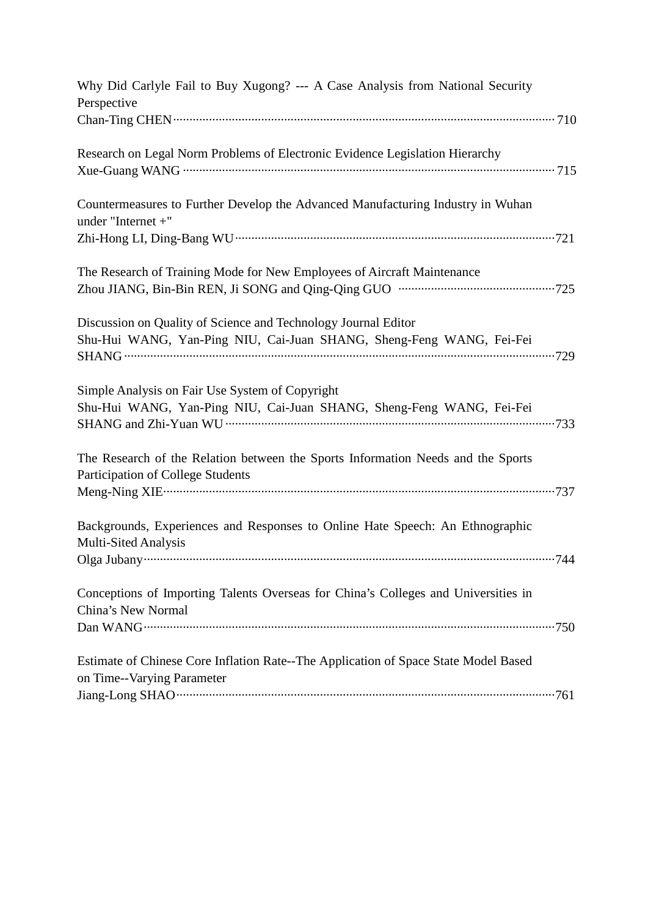Why Did Carlyle Fail to Buy Xugong? --- A Case Analysis from National Security Perspective
Chan-Ting CHEN ············································································································· 710

Research on Legal Norm Problems of Electronic Evidence Legislation Hierarchy
Xue-Guang WANG ········································································································· 715

Countermeasures to Further Develop the Advanced Manufacturing Industry in Wuhan under "Internet +"
Zhi-Hong LI, Ding-Bang WU ·························································································· 721

The Research of Training Mode for New Employees of Aircraft Maintenance
Zhou JIANG, Bin-Bin REN, Ji SONG and Qing-Qing GUO ················································ 725

Discussion on Quality of Science and Technology Journal Editor
Shu-Hui WANG, Yan-Ping NIU, Cai-Juan SHANG, Sheng-Feng WANG, Fei-Fei SHANG ······································································································································ 729

Simple Analysis on Fair Use System of Copyright
Shu-Hui WANG, Yan-Ping NIU, Cai-Juan SHANG, Sheng-Feng WANG, Fei-Fei SHANG and Zhi-Yuan WU ························································································· 733

The Research of the Relation between the Sports Information Needs and the Sports Participation of College Students
Meng-Ning XIE ··············································································································· 737

Backgrounds, Experiences and Responses to Online Hate Speech: An Ethnographic Multi-Sited Analysis
Olga Jubany ···················································································································· 744

Conceptions of Importing Talents Overseas for China's Colleges and Universities in China's New Normal
Dan WANG ····················································································································· 750

Estimate of Chinese Core Inflation Rate--The Application of Space State Model Based on Time--Varying Parameter
Jiang-Long SHAO ··········································································································· 761